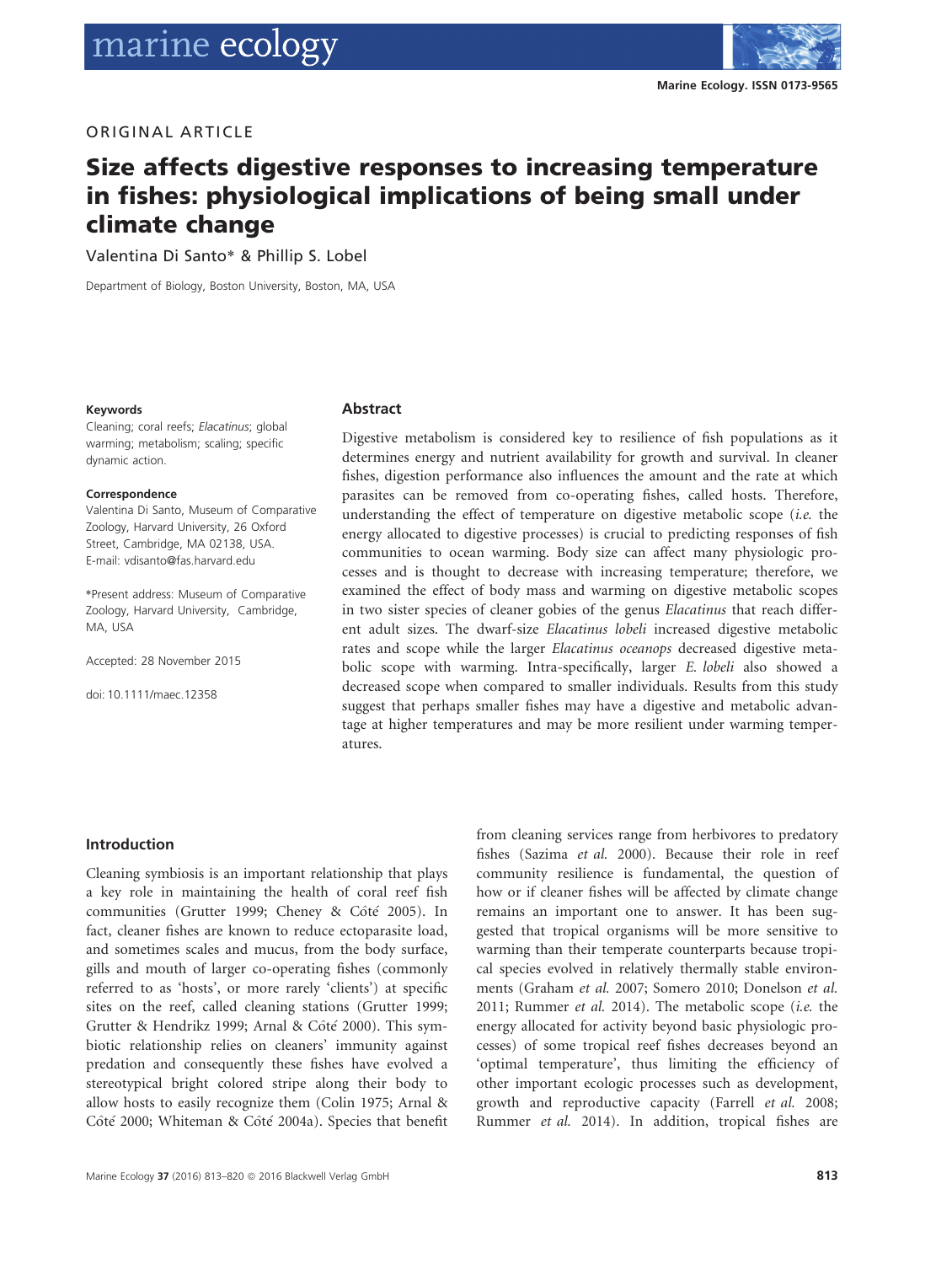ORIGINAL ARTICLE

# Size affects digestive responses to increasing temperature in fishes: physiological implications of being small under climate change

Valentina Di Santo* & Phillip S. Lobel

Department of Biology, Boston University, Boston, MA, USA

**Keywords**

Cleaning; coral reefs; *Elacatinus*; global warming; metabolism; scaling; specific dynamic action.

**Correspondence**

Valentina Di Santo, Museum of Comparative Zoology, Harvard University, 26 Oxford Street, Cambridge, MA 02138, USA.
E-mail: vdisanto@fas.harvard.edu

*Present address: Museum of Comparative Zoology, Harvard University, Cambridge, MA, USA

Accepted: 28 November 2015

doi: 10.1111/maec.12358

## Abstract

Digestive metabolism is considered key to resilience of fish populations as it determines energy and nutrient availability for growth and survival. In cleaner fishes, digestion performance also influences the amount and the rate at which parasites can be removed from co-operating fishes, called hosts. Therefore, understanding the effect of temperature on digestive metabolic scope (*i.e.* the energy allocated to digestive processes) is crucial to predicting responses of fish communities to ocean warming. Body size can affect many physiologic processes and is thought to decrease with increasing temperature; therefore, we examined the effect of body mass and warming on digestive metabolic scopes in two sister species of cleaner gobies of the genus *Elacatinus* that reach different adult sizes. The dwarf-size *Elacatinus lobeli* increased digestive metabolic rates and scope while the larger *Elacatinus oceanops* decreased digestive metabolic scope with warming. Intra-specifically, larger *E. lobeli* also showed a decreased scope when compared to smaller individuals. Results from this study suggest that perhaps smaller fishes may have a digestive and metabolic advantage at higher temperatures and may be more resilient under warming temperatures.

## Introduction

Cleaning symbiosis is an important relationship that plays a key role in maintaining the health of coral reef fish communities (Grutter 1999; Cheney & Côté 2005). In fact, cleaner fishes are known to reduce ectoparasite load, and sometimes scales and mucus, from the body surface, gills and mouth of larger co-operating fishes (commonly referred to as 'hosts', or more rarely 'clients') at specific sites on the reef, called cleaning stations (Grutter 1999; Grutter & Hendrikz 1999; Arnal & Côté 2000). This symbiotic relationship relies on cleaners' immunity against predation and consequently these fishes have evolved a stereotypical bright colored stripe along their body to allow hosts to easily recognize them (Colin 1975; Arnal & Côté 2000; Whiteman & Côté 2004a). Species that benefit from cleaning services range from herbivores to predatory fishes (Sazima *et al.* 2000). Because their role in reef community resilience is fundamental, the question of how or if cleaner fishes will be affected by climate change remains an important one to answer. It has been suggested that tropical organisms will be more sensitive to warming than their temperate counterparts because tropical species evolved in relatively thermally stable environments (Graham *et al.* 2007; Somero 2010; Donelson *et al.* 2011; Rummer *et al.* 2014). The metabolic scope (*i.e.* the energy allocated for activity beyond basic physiologic processes) of some tropical reef fishes decreases beyond an 'optimal temperature', thus limiting the efficiency of other important ecologic processes such as development, growth and reproductive capacity (Farrell *et al.* 2008; Rummer *et al.* 2014). In addition, tropical fishes are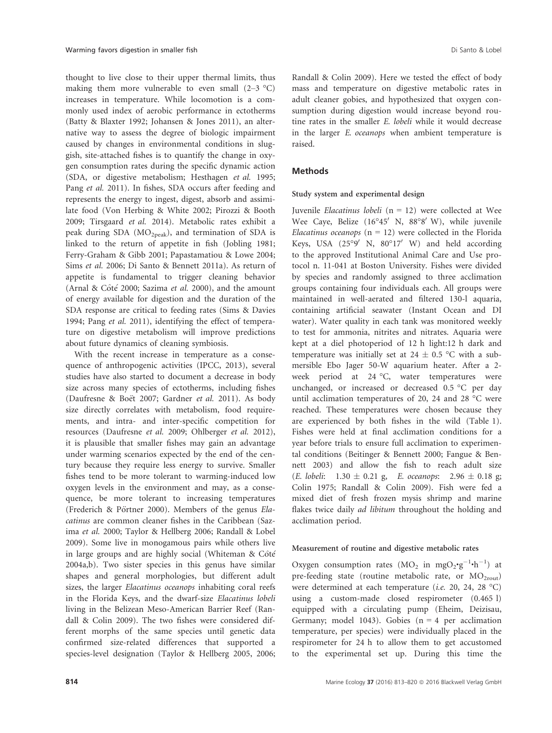thought to live close to their upper thermal limits, thus making them more vulnerable to even small (2–3 °C) increases in temperature. While locomotion is a commonly used index of aerobic performance in ectotherms (Batty & Blaxter 1992; Johansen & Jones 2011), an alternative way to assess the degree of biologic impairment caused by changes in environmental conditions in sluggish, site-attached fishes is to quantify the change in oxygen consumption rates during the specific dynamic action (SDA, or digestive metabolism; Hesthagen *et al.* 1995; Pang *et al.* 2011). In fishes, SDA occurs after feeding and represents the energy to ingest, digest, absorb and assimilate food (Von Herbing & White 2002; Pirozzi & Booth 2009; Tirsgaard *et al.* 2014). Metabolic rates exhibit a peak during SDA ($MO_{2peak}$), and termination of SDA is linked to the return of appetite in fish (Jobling 1981; Ferry-Graham & Gibb 2001; Papastamatiou & Lowe 2004; Sims *et al.* 2006; Di Santo & Bennett 2011a). As return of appetite is fundamental to trigger cleaning behavior (Arnal & Côté 2000; Sazima *et al.* 2000), and the amount of energy available for digestion and the duration of the SDA response are critical to feeding rates (Sims & Davies 1994; Pang *et al.* 2011), identifying the effect of temperature on digestive metabolism will improve predictions about future dynamics of cleaning symbiosis.

With the recent increase in temperature as a consequence of anthropogenic activities (IPCC, 2013), several studies have also started to document a decrease in body size across many species of ectotherms, including fishes (Daufresne & Boët 2007; Gardner *et al.* 2011). As body size directly correlates with metabolism, food requirements, and intra- and inter-specific competition for resources (Daufresne *et al.* 2009; Ohlberger *et al.* 2012), it is plausible that smaller fishes may gain an advantage under warming scenarios expected by the end of the century because they require less energy to survive. Smaller fishes tend to be more tolerant to warming-induced low oxygen levels in the environment and may, as a consequence, be more tolerant to increasing temperatures (Frederich & Pörtner 2000). Members of the genus *Elacatinus* are common cleaner fishes in the Caribbean (Sazima *et al.* 2000; Taylor & Hellberg 2006; Randall & Lobel 2009). Some live in monogamous pairs while others live in large groups and are highly social (Whiteman & Côté 2004a,b). Two sister species in this genus have similar shapes and general morphologies, but different adult sizes, the larger *Elacatinus oceanops* inhabiting coral reefs in the Florida Keys, and the dwarf-size *Elacatinus lobeli* living in the Belizean Meso-American Barrier Reef (Randall & Colin 2009). The two fishes were considered different morphs of the same species until genetic data confirmed size-related differences that supported a species-level designation (Taylor & Hellberg 2005, 2006; Randall & Colin 2009). Here we tested the effect of body mass and temperature on digestive metabolic rates in adult cleaner gobies, and hypothesized that oxygen consumption during digestion would increase beyond routine rates in the smaller *E. lobeli* while it would decrease in the larger *E. oceanops* when ambient temperature is raised.

## Methods

### Study system and experimental design

Juvenile *Elacatinus lobeli* (n = 12) were collected at Wee Wee Caye, Belize (16°45′ N, 88°8′ W), while juvenile *Elacatinus oceanops* (n = 12) were collected in the Florida Keys, USA (25°9′ N, 80°17′ W) and held according to the approved Institutional Animal Care and Use protocol n. 11-041 at Boston University. Fishes were divided by species and randomly assigned to three acclimation groups containing four individuals each. All groups were maintained in well-aerated and filtered 130-l aquaria, containing artificial seawater (Instant Ocean and DI water). Water quality in each tank was monitored weekly to test for ammonia, nitrites and nitrates. Aquaria were kept at a diel photoperiod of 12 h light:12 h dark and temperature was initially set at 24 ± 0.5 °C with a submersible Ebo Jager 50-W aquarium heater. After a 2-week period at 24 °C, water temperatures were unchanged, or increased or decreased 0.5 °C per day until acclimation temperatures of 20, 24 and 28 °C were reached. These temperatures were chosen because they are experienced by both fishes in the wild (Table 1). Fishes were held at final acclimation conditions for a year before trials to ensure full acclimation to experimental conditions (Beitinger & Bennett 2000; Fangue & Bennett 2003) and allow the fish to reach adult size (*E. lobeli*: 1.30 ± 0.21 g, *E. oceanops*: 2.96 ± 0.18 g; Colin 1975; Randall & Colin 2009). Fish were fed a mixed diet of fresh frozen mysis shrimp and marine flakes twice daily *ad libitum* throughout the holding and acclimation period.

### Measurement of routine and digestive metabolic rates

Oxygen consumption rates ($MO_2$ in $mgO_2{\cdot}g^{-1}{\cdot}h^{-1}$) at pre-feeding state (routine metabolic rate, or $MO_{2rout}$) were determined at each temperature (*i.e.* 20, 24, 28 °C) using a custom-made closed respirometer (0.465 l) equipped with a circulating pump (Eheim, Deizisau, Germany; model 1043). Gobies (n = 4 per acclimation temperature, per species) were individually placed in the respirometer for 24 h to allow them to get accustomed to the experimental set up. During this time the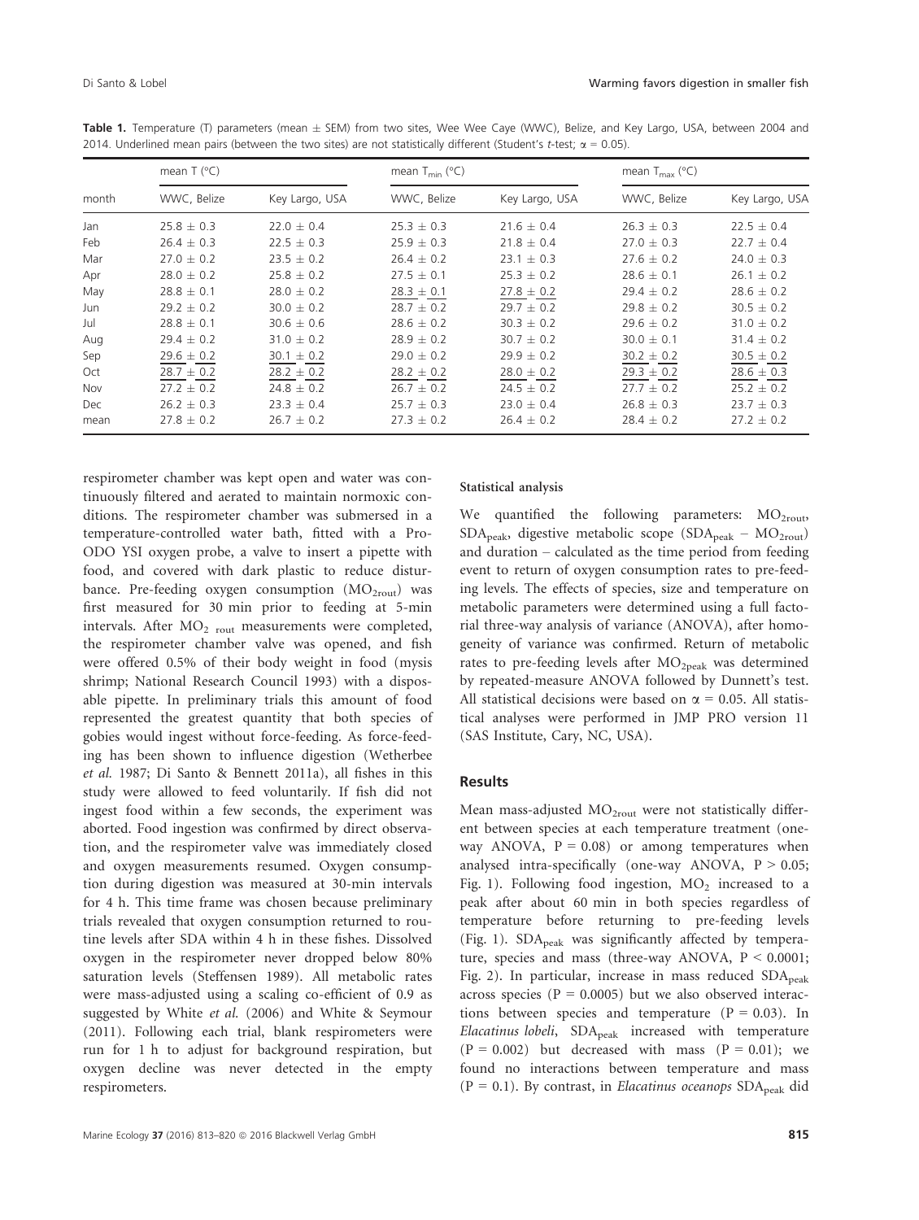**Table 1.** Temperature (T) parameters (mean ± SEM) from two sites, Wee Wee Caye (WWC), Belize, and Key Largo, USA, between 2004 and 2014. Underlined mean pairs (between the two sites) are not statistically different (Student's *t*-test; $\alpha = 0.05$).

| month | mean T (°C) | | mean $T_{min}$ (°C) | | mean $T_{max}$ (°C) | |
|---|---|---|---|---|---|---|
| | WWC, Belize | Key Largo, USA | WWC, Belize | Key Largo, USA | WWC, Belize | Key Largo, USA |
| Jan | 25.8 ± 0.3 | 22.0 ± 0.4 | 25.3 ± 0.3 | 21.6 ± 0.4 | 26.3 ± 0.3 | 22.5 ± 0.4 |
| Feb | 26.4 ± 0.3 | 22.5 ± 0.3 | 25.9 ± 0.3 | 21.8 ± 0.4 | 27.0 ± 0.3 | 22.7 ± 0.4 |
| Mar | 27.0 ± 0.2 | 23.5 ± 0.2 | 26.4 ± 0.2 | 23.1 ± 0.3 | 27.6 ± 0.2 | 24.0 ± 0.3 |
| Apr | 28.0 ± 0.2 | 25.8 ± 0.2 | 27.5 ± 0.1 | 25.3 ± 0.2 | 28.6 ± 0.1 | 26.1 ± 0.2 |
| May | 28.8 ± 0.1 | 28.0 ± 0.2 | <u>28.3 ± 0.1</u> | <u>27.8 ± 0.2</u> | 29.4 ± 0.2 | 28.6 ± 0.2 |
| Jun | 29.2 ± 0.2 | 30.0 ± 0.2 | 28.7 ± 0.2 | 29.7 ± 0.2 | 29.8 ± 0.2 | 30.5 ± 0.2 |
| Jul | 28.8 ± 0.1 | 30.6 ± 0.6 | 28.6 ± 0.2 | 30.3 ± 0.2 | 29.6 ± 0.2 | 31.0 ± 0.2 |
| Aug | 29.4 ± 0.2 | 31.0 ± 0.2 | 28.9 ± 0.2 | 30.7 ± 0.2 | 30.0 ± 0.1 | 31.4 ± 0.2 |
| Sep | <u>29.6 ± 0.2</u> | <u>30.1 ± 0.2</u> | 29.0 ± 0.2 | 29.9 ± 0.2 | <u>30.2 ± 0.2</u> | <u>30.5 ± 0.2</u> |
| Oct | <u>28.7 ± 0.2</u> | <u>28.2 ± 0.2</u> | <u>28.2 ± 0.2</u> | <u>28.0 ± 0.2</u> | <u>29.3 ± 0.2</u> | <u>28.6 ± 0.3</u> |
| Nov | 27.2 ± 0.2 | 24.8 ± 0.2 | 26.7 ± 0.2 | 24.5 ± 0.2 | 27.7 ± 0.2 | 25.2 ± 0.2 |
| Dec | 26.2 ± 0.3 | 23.3 ± 0.4 | 25.7 ± 0.3 | 23.0 ± 0.4 | 26.8 ± 0.3 | 23.7 ± 0.3 |
| mean | 27.8 ± 0.2 | 26.7 ± 0.2 | 27.3 ± 0.2 | 26.4 ± 0.2 | 28.4 ± 0.2 | 27.2 ± 0.2 |

respirometer chamber was kept open and water was continuously filtered and aerated to maintain normoxic conditions. The respirometer chamber was submersed in a temperature-controlled water bath, fitted with a Pro-ODO YSI oxygen probe, a valve to insert a pipette with food, and covered with dark plastic to reduce disturbance. Pre-feeding oxygen consumption ($MO_{2rout}$) was first measured for 30 min prior to feeding at 5-min intervals. After $MO_{2\ rout}$ measurements were completed, the respirometer chamber valve was opened, and fish were offered 0.5% of their body weight in food (mysis shrimp; National Research Council 1993) with a disposable pipette. In preliminary trials this amount of food represented the greatest quantity that both species of gobies would ingest without force-feeding. As force-feeding has been shown to influence digestion (Wetherbee *et al.* 1987; Di Santo & Bennett 2011a), all fishes in this study were allowed to feed voluntarily. If fish did not ingest food within a few seconds, the experiment was aborted. Food ingestion was confirmed by direct observation, and the respirometer valve was immediately closed and oxygen measurements resumed. Oxygen consumption during digestion was measured at 30-min intervals for 4 h. This time frame was chosen because preliminary trials revealed that oxygen consumption returned to routine levels after SDA within 4 h in these fishes. Dissolved oxygen in the respirometer never dropped below 80% saturation levels (Steffensen 1989). All metabolic rates were mass-adjusted using a scaling co-efficient of 0.9 as suggested by White *et al.* (2006) and White & Seymour (2011). Following each trial, blank respirometers were run for 1 h to adjust for background respiration, but oxygen decline was never detected in the empty respirometers.

### Statistical analysis

We quantified the following parameters: $MO_{2rout}$, $SDA_{peak}$, digestive metabolic scope ($SDA_{peak} - MO_{2rout}$) and duration – calculated as the time period from feeding event to return of oxygen consumption rates to pre-feeding levels. The effects of species, size and temperature on metabolic parameters were determined using a full factorial three-way analysis of variance (ANOVA), after homogeneity of variance was confirmed. Return of metabolic rates to pre-feeding levels after $MO_{2peak}$ was determined by repeated-measure ANOVA followed by Dunnett's test. All statistical decisions were based on $\alpha = 0.05$. All statistical analyses were performed in JMP PRO version 11 (SAS Institute, Cary, NC, USA).

## Results

Mean mass-adjusted $MO_{2rout}$ were not statistically different between species at each temperature treatment (one-way ANOVA, $P = 0.08$) or among temperatures when analysed intra-specifically (one-way ANOVA, $P > 0.05$; Fig. 1). Following food ingestion, $MO_2$ increased to a peak after about 60 min in both species regardless of temperature before returning to pre-feeding levels (Fig. 1). $SDA_{peak}$ was significantly affected by temperature, species and mass (three-way ANOVA, $P < 0.0001$; Fig. 2). In particular, increase in mass reduced $SDA_{peak}$ across species ($P = 0.0005$) but we also observed interactions between species and temperature ($P = 0.03$). In *Elacatinus lobeli*, $SDA_{peak}$ increased with temperature ($P = 0.002$) but decreased with mass ($P = 0.01$); we found no interactions between temperature and mass ($P = 0.1$). By contrast, in *Elacatinus oceanops* $SDA_{peak}$ did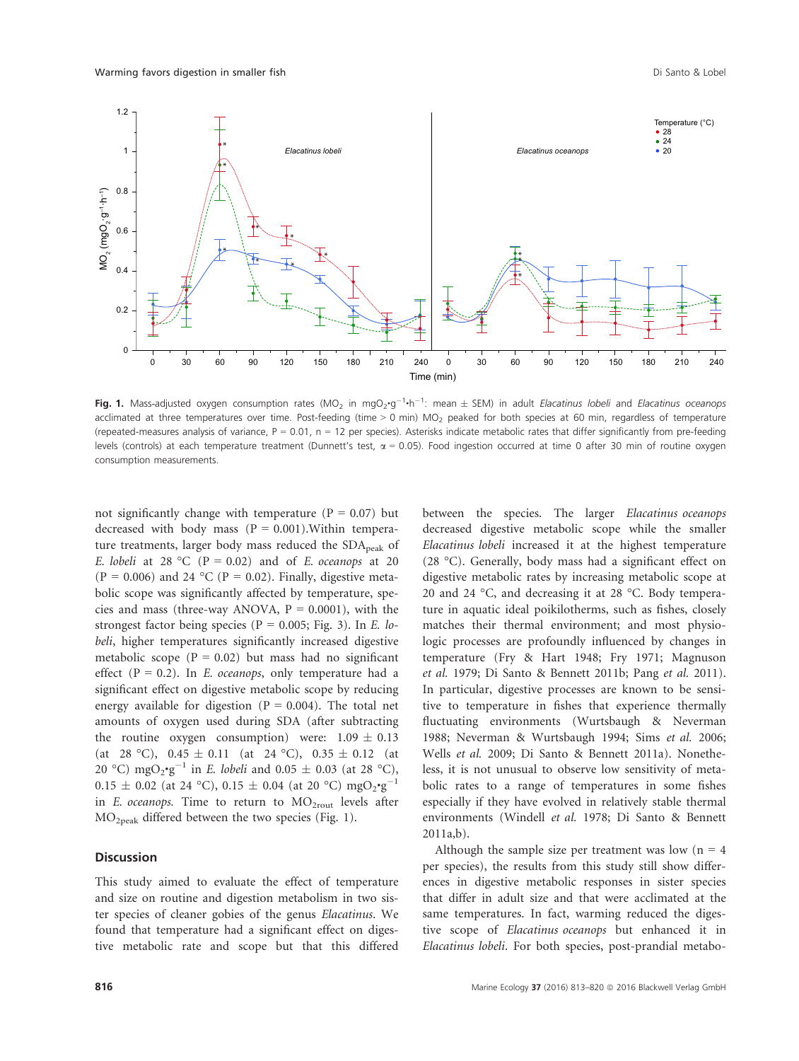**Fig. 1.** Mass-adjusted oxygen consumption rates ($MO_2$ in $mgO_2 \cdot g^{-1} \cdot h^{-1}$: mean ± SEM) in adult *Elacatinus lobeli* and *Elacatinus oceanops* acclimated at three temperatures over time. Post-feeding (time > 0 min) $MO_2$ peaked for both species at 60 min, regardless of temperature (repeated-measures analysis of variance, $P = 0.01$, $n = 12$ per species). Asterisks indicate metabolic rates that differ significantly from pre-feeding levels (controls) at each temperature treatment (Dunnett's test, $\alpha = 0.05$). Food ingestion occurred at time 0 after 30 min of routine oxygen consumption measurements.

not significantly change with temperature ($P = 0.07$) but decreased with body mass ($P = 0.001$). Within temperature treatments, larger body mass reduced the $SDA_{peak}$ of *E. lobeli* at 28 °C ($P = 0.02$) and of *E. oceanops* at 20 ($P = 0.006$) and 24 °C ($P = 0.02$). Finally, digestive metabolic scope was significantly affected by temperature, species and mass (three-way ANOVA, $P = 0.0001$), with the strongest factor being species ($P = 0.005$; Fig. 3). In *E. lobeli*, higher temperatures significantly increased digestive metabolic scope ($P = 0.02$) but mass had no significant effect ($P = 0.2$). In *E. oceanops*, only temperature had a significant effect on digestive metabolic scope by reducing energy available for digestion ($P = 0.004$). The total net amounts of oxygen used during SDA (after subtracting the routine oxygen consumption) were: 1.09 ± 0.13 (at 28 °C), 0.45 ± 0.11 (at 24 °C), 0.35 ± 0.12 (at 20 °C) $mgO_2 \cdot g^{-1}$ in *E. lobeli* and 0.05 ± 0.03 (at 28 °C), 0.15 ± 0.02 (at 24 °C), 0.15 ± 0.04 (at 20 °C) $mgO_2 \cdot g^{-1}$ in *E. oceanops*. Time to return to $MO_{2rout}$ levels after $MO_{2peak}$ differed between the two species (Fig. 1).

## Discussion

This study aimed to evaluate the effect of temperature and size on routine and digestion metabolism in two sister species of cleaner gobies of the genus *Elacatinus*. We found that temperature had a significant effect on digestive metabolic rate and scope but that this differed between the species. The larger *Elacatinus oceanops* decreased digestive metabolic scope while the smaller *Elacatinus lobeli* increased it at the highest temperature (28 °C). Generally, body mass had a significant effect on digestive metabolic rates by increasing metabolic scope at 20 and 24 °C, and decreasing it at 28 °C. Body temperature in aquatic ideal poikilotherms, such as fishes, closely matches their thermal environment; and most physiologic processes are profoundly influenced by changes in temperature (Fry & Hart 1948; Fry 1971; Magnuson *et al.* 1979; Di Santo & Bennett 2011b; Pang *et al.* 2011). In particular, digestive processes are known to be sensitive to temperature in fishes that experience thermally fluctuating environments (Wurtsbaugh & Neverman 1988; Neverman & Wurtsbaugh 1994; Sims *et al.* 2006; Wells *et al.* 2009; Di Santo & Bennett 2011a). Nonetheless, it is not unusual to observe low sensitivity of metabolic rates to a range of temperatures in some fishes especially if they have evolved in relatively stable thermal environments (Windell *et al.* 1978; Di Santo & Bennett 2011a,b).

Although the sample size per treatment was low ($n = 4$ per species), the results from this study still show differences in digestive metabolic responses in sister species that differ in adult size and that were acclimated at the same temperatures. In fact, warming reduced the digestive scope of *Elacatinus oceanops* but enhanced it in *Elacatinus lobeli*. For both species, post-prandial metabo-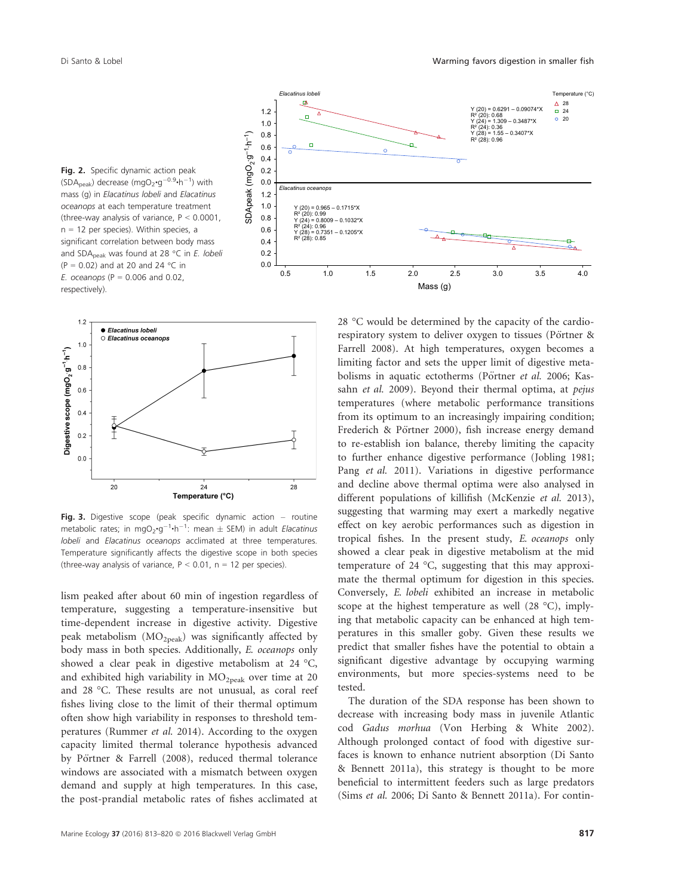**Fig. 2.** Specific dynamic action peak ($SDA_{peak}$) decrease ($mgO_2 \cdot g^{-0.9} \cdot h^{-1}$) with mass (g) in *Elacatinus lobeli* and *Elacatinus oceanops* at each temperature treatment (three-way analysis of variance, $P < 0.0001$, $n = 12$ per species). Within species, a significant correlation between body mass and $SDA_{peak}$ was found at 28 °C in *E. lobeli* ($P = 0.02$) and at 20 and 24 °C in *E. oceanops* ($P = 0.006$ and $0.02$, respectively).

**Fig. 3.** Digestive scope (peak specific dynamic action – routine metabolic rates; in $mgO_2 \cdot g^{-1} \cdot h^{-1}$: mean ± SEM) in adult *Elacatinus lobeli* and *Elacatinus oceanops* acclimated at three temperatures. Temperature significantly affects the digestive scope in both species (three-way analysis of variance, $P < 0.01$, $n = 12$ per species).

lism peaked after about 60 min of ingestion regardless of temperature, suggesting a temperature-insensitive but time-dependent increase in digestive activity. Digestive peak metabolism ($MO_{2peak}$) was significantly affected by body mass in both species. Additionally, *E. oceanops* only showed a clear peak in digestive metabolism at 24 °C, and exhibited high variability in $MO_{2peak}$ over time at 20 and 28 °C. These results are not unusual, as coral reef fishes living close to the limit of their thermal optimum often show high variability in responses to threshold temperatures (Rummer *et al.* 2014). According to the oxygen capacity limited thermal tolerance hypothesis advanced by Pörtner & Farrell (2008), reduced thermal tolerance windows are associated with a mismatch between oxygen demand and supply at high temperatures. In this case, the post-prandial metabolic rates of fishes acclimated at 28 °C would be determined by the capacity of the cardiorespiratory system to deliver oxygen to tissues (Pörtner & Farrell 2008). At high temperatures, oxygen becomes a limiting factor and sets the upper limit of digestive metabolisms in aquatic ectotherms (Pörtner *et al.* 2006; Kassahn *et al.* 2009). Beyond their thermal optima, at *pejus* temperatures (where metabolic performance transitions from its optimum to an increasingly impairing condition; Frederich & Pörtner 2000), fish increase energy demand to re-establish ion balance, thereby limiting the capacity to further enhance digestive performance (Jobling 1981; Pang *et al.* 2011). Variations in digestive performance and decline above thermal optima were also analysed in different populations of killifish (McKenzie *et al.* 2013), suggesting that warming may exert a markedly negative effect on key aerobic performances such as digestion in tropical fishes. In the present study, *E. oceanops* only showed a clear peak in digestive metabolism at the mid temperature of 24 °C, suggesting that this may approximate the thermal optimum for digestion in this species. Conversely, *E. lobeli* exhibited an increase in metabolic scope at the highest temperature as well (28 °C), implying that metabolic capacity can be enhanced at high temperatures in this smaller goby. Given these results we predict that smaller fishes have the potential to obtain a significant digestive advantage by occupying warming environments, but more species-systems need to be tested.

The duration of the SDA response has been shown to decrease with increasing body mass in juvenile Atlantic cod *Gadus morhua* (Von Herbing & White 2002). Although prolonged contact of food with digestive surfaces is known to enhance nutrient absorption (Di Santo & Bennett 2011a), this strategy is thought to be more beneficial to intermittent feeders such as large predators (Sims *et al.* 2006; Di Santo & Bennett 2011a). For contin-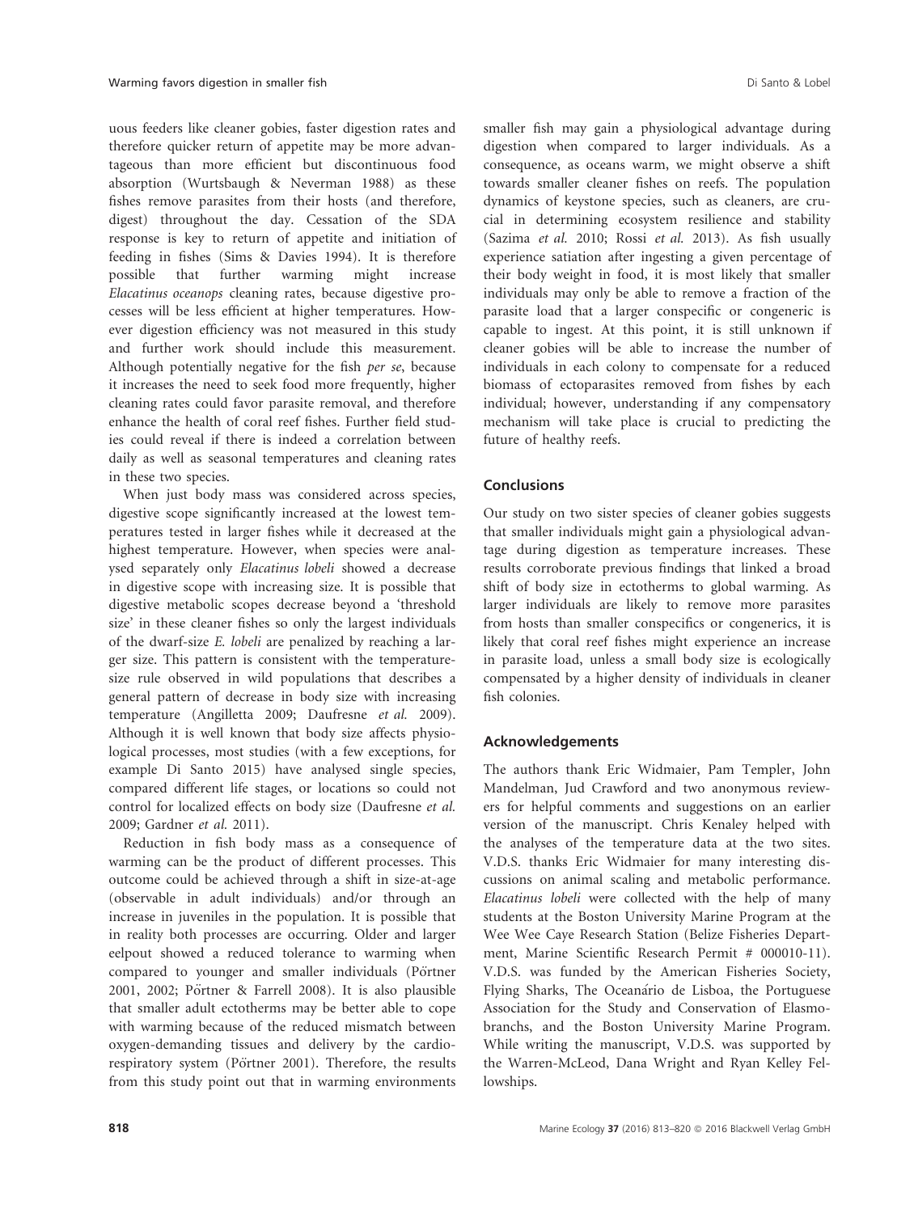uous feeders like cleaner gobies, faster digestion rates and therefore quicker return of appetite may be more advantageous than more efficient but discontinuous food absorption (Wurtsbaugh & Neverman 1988) as these fishes remove parasites from their hosts (and therefore, digest) throughout the day. Cessation of the SDA response is key to return of appetite and initiation of feeding in fishes (Sims & Davies 1994). It is therefore possible that further warming might increase *Elacatinus oceanops* cleaning rates, because digestive processes will be less efficient at higher temperatures. However digestion efficiency was not measured in this study and further work should include this measurement. Although potentially negative for the fish *per se*, because it increases the need to seek food more frequently, higher cleaning rates could favor parasite removal, and therefore enhance the health of coral reef fishes. Further field studies could reveal if there is indeed a correlation between daily as well as seasonal temperatures and cleaning rates in these two species.

When just body mass was considered across species, digestive scope significantly increased at the lowest temperatures tested in larger fishes while it decreased at the highest temperature. However, when species were analysed separately only *Elacatinus lobeli* showed a decrease in digestive scope with increasing size. It is possible that digestive metabolic scopes decrease beyond a 'threshold size' in these cleaner fishes so only the largest individuals of the dwarf-size *E. lobeli* are penalized by reaching a larger size. This pattern is consistent with the temperature-size rule observed in wild populations that describes a general pattern of decrease in body size with increasing temperature (Angilletta 2009; Daufresne *et al.* 2009). Although it is well known that body size affects physiological processes, most studies (with a few exceptions, for example Di Santo 2015) have analysed single species, compared different life stages, or locations so could not control for localized effects on body size (Daufresne *et al.* 2009; Gardner *et al.* 2011).

Reduction in fish body mass as a consequence of warming can be the product of different processes. This outcome could be achieved through a shift in size-at-age (observable in adult individuals) and/or through an increase in juveniles in the population. It is possible that in reality both processes are occurring. Older and larger eelpout showed a reduced tolerance to warming when compared to younger and smaller individuals (Pörtner 2001, 2002; Pörtner & Farrell 2008). It is also plausible that smaller adult ectotherms may be better able to cope with warming because of the reduced mismatch between oxygen-demanding tissues and delivery by the cardiorespiratory system (Pörtner 2001). Therefore, the results from this study point out that in warming environments smaller fish may gain a physiological advantage during digestion when compared to larger individuals. As a consequence, as oceans warm, we might observe a shift towards smaller cleaner fishes on reefs. The population dynamics of keystone species, such as cleaners, are crucial in determining ecosystem resilience and stability (Sazima *et al.* 2010; Rossi *et al.* 2013). As fish usually experience satiation after ingesting a given percentage of their body weight in food, it is most likely that smaller individuals may only be able to remove a fraction of the parasite load that a larger conspecific or congeneric is capable to ingest. At this point, it is still unknown if cleaner gobies will be able to increase the number of individuals in each colony to compensate for a reduced biomass of ectoparasites removed from fishes by each individual; however, understanding if any compensatory mechanism will take place is crucial to predicting the future of healthy reefs.

## Conclusions

Our study on two sister species of cleaner gobies suggests that smaller individuals might gain a physiological advantage during digestion as temperature increases. These results corroborate previous findings that linked a broad shift of body size in ectotherms to global warming. As larger individuals are likely to remove more parasites from hosts than smaller conspecifics or congenerics, it is likely that coral reef fishes might experience an increase in parasite load, unless a small body size is ecologically compensated by a higher density of individuals in cleaner fish colonies.

## Acknowledgements

The authors thank Eric Widmaier, Pam Templer, John Mandelman, Jud Crawford and two anonymous reviewers for helpful comments and suggestions on an earlier version of the manuscript. Chris Kenaley helped with the analyses of the temperature data at the two sites. V.D.S. thanks Eric Widmaier for many interesting discussions on animal scaling and metabolic performance. *Elacatinus lobeli* were collected with the help of many students at the Boston University Marine Program at the Wee Wee Caye Research Station (Belize Fisheries Department, Marine Scientific Research Permit # 000010-11). V.D.S. was funded by the American Fisheries Society, Flying Sharks, The Oceanário de Lisboa, the Portuguese Association for the Study and Conservation of Elasmobranchs, and the Boston University Marine Program. While writing the manuscript, V.D.S. was supported by the Warren-McLeod, Dana Wright and Ryan Kelley Fellowships.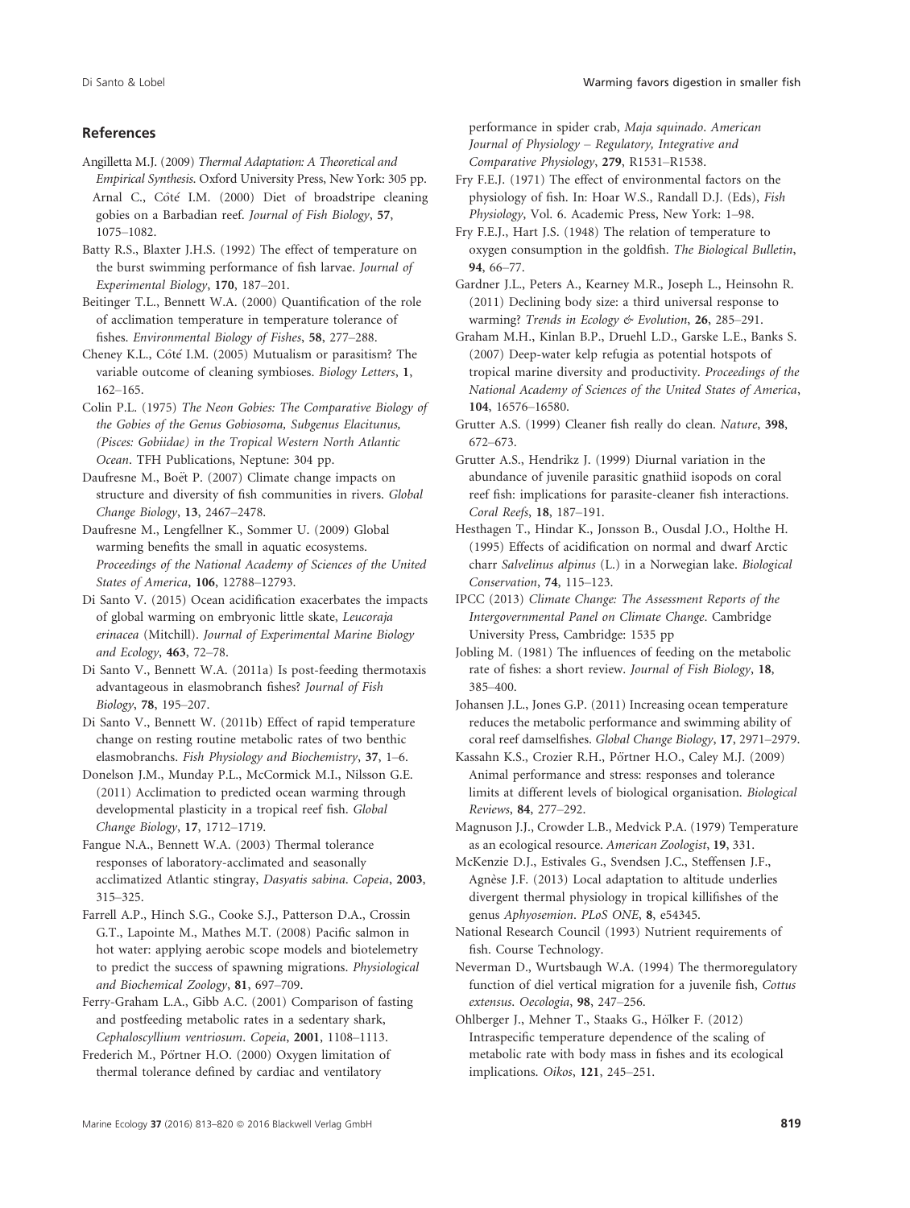## References

Angilletta M.J. (2009) *Thermal Adaptation: A Theoretical and Empirical Synthesis*. Oxford University Press, New York: 305 pp.

Arnal C., Côté I.M. (2000) Diet of broadstripe cleaning gobies on a Barbadian reef. *Journal of Fish Biology*, **57**, 1075–1082.

Batty R.S., Blaxter J.H.S. (1992) The effect of temperature on the burst swimming performance of fish larvae. *Journal of Experimental Biology*, **170**, 187–201.

Beitinger T.L., Bennett W.A. (2000) Quantification of the role of acclimation temperature in temperature tolerance of fishes. *Environmental Biology of Fishes*, **58**, 277–288.

Cheney K.L., Côté I.M. (2005) Mutualism or parasitism? The variable outcome of cleaning symbioses. *Biology Letters*, **1**, 162–165.

Colin P.L. (1975) *The Neon Gobies: The Comparative Biology of the Gobies of the Genus Gobiosoma, Subgenus Elacitunus, (Pisces: Gobiidae) in the Tropical Western North Atlantic Ocean*. TFH Publications, Neptune: 304 pp.

Daufresne M., Boët P. (2007) Climate change impacts on structure and diversity of fish communities in rivers. *Global Change Biology*, **13**, 2467–2478.

Daufresne M., Lengfellner K., Sommer U. (2009) Global warming benefits the small in aquatic ecosystems. *Proceedings of the National Academy of Sciences of the United States of America*, **106**, 12788–12793.

Di Santo V. (2015) Ocean acidification exacerbates the impacts of global warming on embryonic little skate, *Leucoraja erinacea* (Mitchill). *Journal of Experimental Marine Biology and Ecology*, **463**, 72–78.

Di Santo V., Bennett W.A. (2011a) Is post-feeding thermotaxis advantageous in elasmobranch fishes? *Journal of Fish Biology*, **78**, 195–207.

Di Santo V., Bennett W. (2011b) Effect of rapid temperature change on resting routine metabolic rates of two benthic elasmobranchs. *Fish Physiology and Biochemistry*, **37**, 1–6.

Donelson J.M., Munday P.L., McCormick M.I., Nilsson G.E. (2011) Acclimation to predicted ocean warming through developmental plasticity in a tropical reef fish. *Global Change Biology*, **17**, 1712–1719.

Fangue N.A., Bennett W.A. (2003) Thermal tolerance responses of laboratory-acclimated and seasonally acclimatized Atlantic stingray, *Dasyatis sabina*. *Copeia*, **2003**, 315–325.

Farrell A.P., Hinch S.G., Cooke S.J., Patterson D.A., Crossin G.T., Lapointe M., Mathes M.T. (2008) Pacific salmon in hot water: applying aerobic scope models and biotelemetry to predict the success of spawning migrations. *Physiological and Biochemical Zoology*, **81**, 697–709.

Ferry-Graham L.A., Gibb A.C. (2001) Comparison of fasting and postfeeding metabolic rates in a sedentary shark, *Cephaloscyllium ventriosum*. *Copeia*, **2001**, 1108–1113.

Frederich M., Pörtner H.O. (2000) Oxygen limitation of thermal tolerance defined by cardiac and ventilatory performance in spider crab, *Maja squinado*. *American Journal of Physiology – Regulatory, Integrative and Comparative Physiology*, **279**, R1531–R1538.

Fry F.E.J. (1971) The effect of environmental factors on the physiology of fish. In: Hoar W.S., Randall D.J. (Eds), *Fish Physiology*, Vol. 6. Academic Press, New York: 1–98.

Fry F.E.J., Hart J.S. (1948) The relation of temperature to oxygen consumption in the goldfish. *The Biological Bulletin*, **94**, 66–77.

Gardner J.L., Peters A., Kearney M.R., Joseph L., Heinsohn R. (2011) Declining body size: a third universal response to warming? *Trends in Ecology & Evolution*, **26**, 285–291.

Graham M.H., Kinlan B.P., Druehl L.D., Garske L.E., Banks S. (2007) Deep-water kelp refugia as potential hotspots of tropical marine diversity and productivity. *Proceedings of the National Academy of Sciences of the United States of America*, **104**, 16576–16580.

Grutter A.S. (1999) Cleaner fish really do clean. *Nature*, **398**, 672–673.

Grutter A.S., Hendrikz J. (1999) Diurnal variation in the abundance of juvenile parasitic gnathiid isopods on coral reef fish: implications for parasite-cleaner fish interactions. *Coral Reefs*, **18**, 187–191.

Hesthagen T., Hindar K., Jonsson B., Ousdal J.O., Holthe H. (1995) Effects of acidification on normal and dwarf Arctic charr *Salvelinus alpinus* (L.) in a Norwegian lake. *Biological Conservation*, **74**, 115–123.

IPCC (2013) *Climate Change: The Assessment Reports of the Intergovernmental Panel on Climate Change*. Cambridge University Press, Cambridge: 1535 pp

Jobling M. (1981) The influences of feeding on the metabolic rate of fishes: a short review. *Journal of Fish Biology*, **18**, 385–400.

Johansen J.L., Jones G.P. (2011) Increasing ocean temperature reduces the metabolic performance and swimming ability of coral reef damselfishes. *Global Change Biology*, **17**, 2971–2979.

Kassahn K.S., Crozier R.H., Pörtner H.O., Caley M.J. (2009) Animal performance and stress: responses and tolerance limits at different levels of biological organisation. *Biological Reviews*, **84**, 277–292.

Magnuson J.J., Crowder L.B., Medvick P.A. (1979) Temperature as an ecological resource. *American Zoologist*, **19**, 331.

McKenzie D.J., Estivales G., Svendsen J.C., Steffensen J.F., Agnèse J.F. (2013) Local adaptation to altitude underlies divergent thermal physiology in tropical killifishes of the genus *Aphyosemion*. *PLoS ONE*, **8**, e54345.

National Research Council (1993) Nutrient requirements of fish. Course Technology.

Neverman D., Wurtsbaugh W.A. (1994) The thermoregulatory function of diel vertical migration for a juvenile fish, *Cottus extensus*. *Oecologia*, **98**, 247–256.

Ohlberger J., Mehner T., Staaks G., Hőlker F. (2012) Intraspecific temperature dependence of the scaling of metabolic rate with body mass in fishes and its ecological implications. *Oikos*, **121**, 245–251.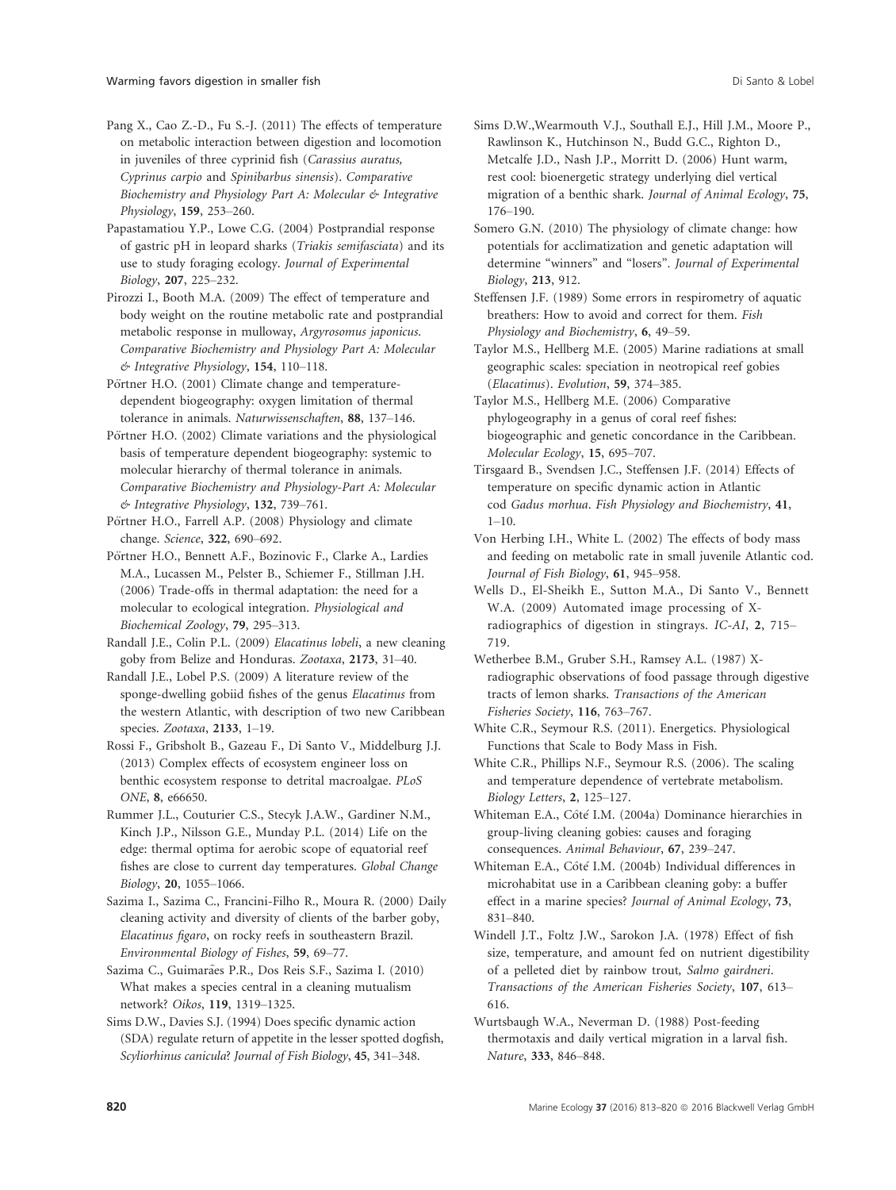Pang X., Cao Z.-D., Fu S.-J. (2011) The effects of temperature on metabolic interaction between digestion and locomotion in juveniles of three cyprinid fish (*Carassius auratus, Cyprinus carpio* and *Spinibarbus sinensis*). *Comparative Biochemistry and Physiology Part A: Molecular & Integrative Physiology*, **159**, 253–260.

Papastamatiou Y.P., Lowe C.G. (2004) Postprandial response of gastric pH in leopard sharks (*Triakis semifasciata*) and its use to study foraging ecology. *Journal of Experimental Biology*, **207**, 225–232.

Pirozzi I., Booth M.A. (2009) The effect of temperature and body weight on the routine metabolic rate and postprandial metabolic response in mulloway, *Argyrosomus japonicus*. *Comparative Biochemistry and Physiology Part A: Molecular & Integrative Physiology*, **154**, 110–118.

Pőrtner H.O. (2001) Climate change and temperature-dependent biogeography: oxygen limitation of thermal tolerance in animals. *Naturwissenschaften*, **88**, 137–146.

Pőrtner H.O. (2002) Climate variations and the physiological basis of temperature dependent biogeography: systemic to molecular hierarchy of thermal tolerance in animals. *Comparative Biochemistry and Physiology-Part A: Molecular & Integrative Physiology*, **132**, 739–761.

Pőrtner H.O., Farrell A.P. (2008) Physiology and climate change. *Science*, **322**, 690–692.

Pőrtner H.O., Bennett A.F., Bozinovic F., Clarke A., Lardies M.A., Lucassen M., Pelster B., Schiemer F., Stillman J.H. (2006) Trade-offs in thermal adaptation: the need for a molecular to ecological integration. *Physiological and Biochemical Zoology*, **79**, 295–313.

Randall J.E., Colin P.L. (2009) *Elacatinus lobeli*, a new cleaning goby from Belize and Honduras. *Zootaxa*, **2173**, 31–40.

Randall J.E., Lobel P.S. (2009) A literature review of the sponge-dwelling gobiid fishes of the genus *Elacatinus* from the western Atlantic, with description of two new Caribbean species. *Zootaxa*, **2133**, 1–19.

Rossi F., Gribsholt B., Gazeau F., Di Santo V., Middelburg J.J. (2013) Complex effects of ecosystem engineer loss on benthic ecosystem response to detrital macroalgae. *PLoS ONE*, **8**, e66650.

Rummer J.L., Couturier C.S., Stecyk J.A.W., Gardiner N.M., Kinch J.P., Nilsson G.E., Munday P.L. (2014) Life on the edge: thermal optima for aerobic scope of equatorial reef fishes are close to current day temperatures. *Global Change Biology*, **20**, 1055–1066.

Sazima I., Sazima C., Francini-Filho R., Moura R. (2000) Daily cleaning activity and diversity of clients of the barber goby, *Elacatinus figaro*, on rocky reefs in southeastern Brazil. *Environmental Biology of Fishes*, **59**, 69–77.

Sazima C., Guimarães P.R., Dos Reis S.F., Sazima I. (2010) What makes a species central in a cleaning mutualism network? *Oikos*, **119**, 1319–1325.

Sims D.W., Davies S.J. (1994) Does specific dynamic action (SDA) regulate return of appetite in the lesser spotted dogfish, *Scyliorhinus canicula*? *Journal of Fish Biology*, **45**, 341–348.

Sims D.W.,Wearmouth V.J., Southall E.J., Hill J.M., Moore P., Rawlinson K., Hutchinson N., Budd G.C., Righton D., Metcalfe J.D., Nash J.P., Morritt D. (2006) Hunt warm, rest cool: bioenergetic strategy underlying diel vertical migration of a benthic shark. *Journal of Animal Ecology*, **75**, 176–190.

Somero G.N. (2010) The physiology of climate change: how potentials for acclimatization and genetic adaptation will determine "winners" and "losers". *Journal of Experimental Biology*, **213**, 912.

Steffensen J.F. (1989) Some errors in respirometry of aquatic breathers: How to avoid and correct for them. *Fish Physiology and Biochemistry*, **6**, 49–59.

Taylor M.S., Hellberg M.E. (2005) Marine radiations at small geographic scales: speciation in neotropical reef gobies (*Elacatinus*). *Evolution*, **59**, 374–385.

Taylor M.S., Hellberg M.E. (2006) Comparative phylogeography in a genus of coral reef fishes: biogeographic and genetic concordance in the Caribbean. *Molecular Ecology*, **15**, 695–707.

Tirsgaard B., Svendsen J.C., Steffensen J.F. (2014) Effects of temperature on specific dynamic action in Atlantic cod *Gadus morhua*. *Fish Physiology and Biochemistry*, **41**, 1–10.

Von Herbing I.H., White L. (2002) The effects of body mass and feeding on metabolic rate in small juvenile Atlantic cod. *Journal of Fish Biology*, **61**, 945–958.

Wells D., El-Sheikh E., Sutton M.A., Di Santo V., Bennett W.A. (2009) Automated image processing of X-radiographics of digestion in stingrays. *IC-AI*, **2**, 715–719.

Wetherbee B.M., Gruber S.H., Ramsey A.L. (1987) X-radiographic observations of food passage through digestive tracts of lemon sharks. *Transactions of the American Fisheries Society*, **116**, 763–767.

White C.R., Seymour R.S. (2011). Energetics. Physiological Functions that Scale to Body Mass in Fish.

White C.R., Phillips N.F., Seymour R.S. (2006). The scaling and temperature dependence of vertebrate metabolism. *Biology Letters*, **2**, 125–127.

Whiteman E.A., Côté I.M. (2004a) Dominance hierarchies in group-living cleaning gobies: causes and foraging consequences. *Animal Behaviour*, **67**, 239–247.

Whiteman E.A., Côté I.M. (2004b) Individual differences in microhabitat use in a Caribbean cleaning goby: a buffer effect in a marine species? *Journal of Animal Ecology*, **73**, 831–840.

Windell J.T., Foltz J.W., Sarokon J.A. (1978) Effect of fish size, temperature, and amount fed on nutrient digestibility of a pelleted diet by rainbow trout, *Salmo gairdneri*. *Transactions of the American Fisheries Society*, **107**, 613–616.

Wurtsbaugh W.A., Neverman D. (1988) Post-feeding thermotaxis and daily vertical migration in a larval fish. *Nature*, **333**, 846–848.